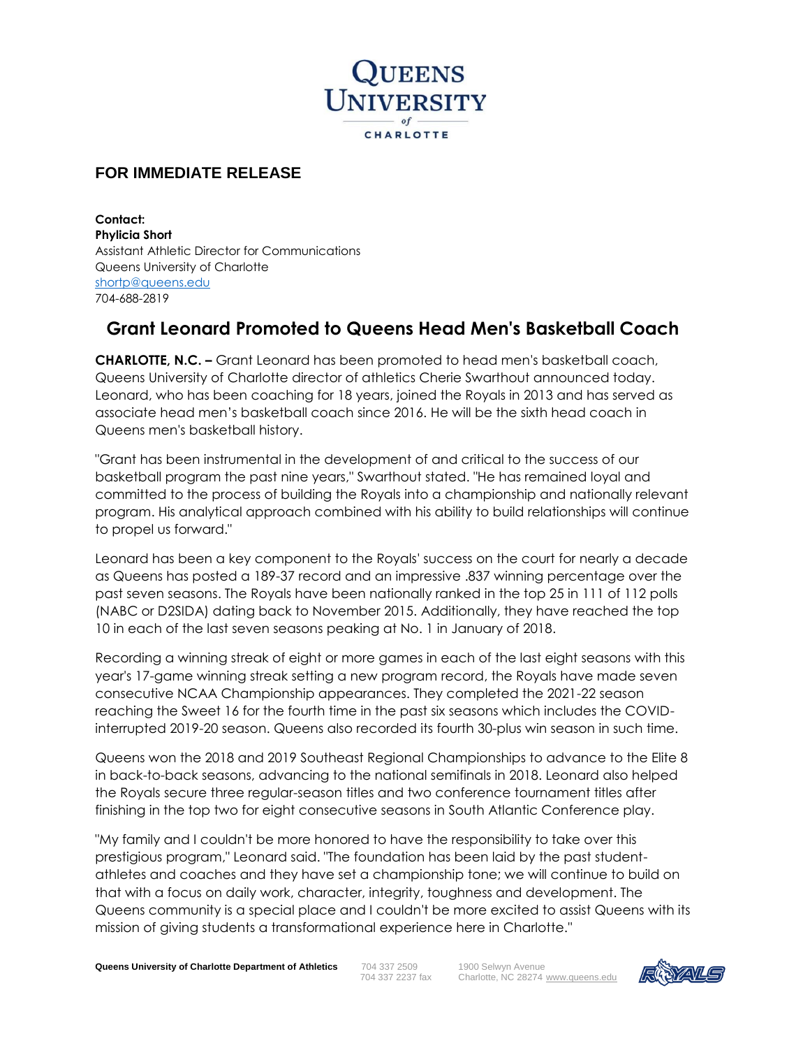**Queens University of Charlotte**

## FOR IMMEDIATE RELEASE

**Contact:**
**Phylicia Short**
Assistant Athletic Director for Communications
Queens University of Charlotte
shortp@queens.edu
704-688-2819

# Grant Leonard Promoted to Queens Head Men's Basketball Coach

**CHARLOTTE, N.C. –** Grant Leonard has been promoted to head men's basketball coach, Queens University of Charlotte director of athletics Cherie Swarthout announced today. Leonard, who has been coaching for 18 years, joined the Royals in 2013 and has served as associate head men's basketball coach since 2016. He will be the sixth head coach in Queens men's basketball history.

"Grant has been instrumental in the development of and critical to the success of our basketball program the past nine years," Swarthout stated. "He has remained loyal and committed to the process of building the Royals into a championship and nationally relevant program. His analytical approach combined with his ability to build relationships will continue to propel us forward."

Leonard has been a key component to the Royals' success on the court for nearly a decade as Queens has posted a 189-37 record and an impressive .837 winning percentage over the past seven seasons. The Royals have been nationally ranked in the top 25 in 111 of 112 polls (NABC or D2SIDA) dating back to November 2015. Additionally, they have reached the top 10 in each of the last seven seasons peaking at No. 1 in January of 2018.

Recording a winning streak of eight or more games in each of the last eight seasons with this year's 17-game winning streak setting a new program record, the Royals have made seven consecutive NCAA Championship appearances. They completed the 2021-22 season reaching the Sweet 16 for the fourth time in the past six seasons which includes the COVID-interrupted 2019-20 season. Queens also recorded its fourth 30-plus win season in such time.

Queens won the 2018 and 2019 Southeast Regional Championships to advance to the Elite 8 in back-to-back seasons, advancing to the national semifinals in 2018. Leonard also helped the Royals secure three regular-season titles and two conference tournament titles after finishing in the top two for eight consecutive seasons in South Atlantic Conference play.

"My family and I couldn't be more honored to have the responsibility to take over this prestigious program," Leonard said. "The foundation has been laid by the past student-athletes and coaches and they have set a championship tone; we will continue to build on that with a focus on daily work, character, integrity, toughness and development. The Queens community is a special place and I couldn't be more excited to assist Queens with its mission of giving students a transformational experience here in Charlotte."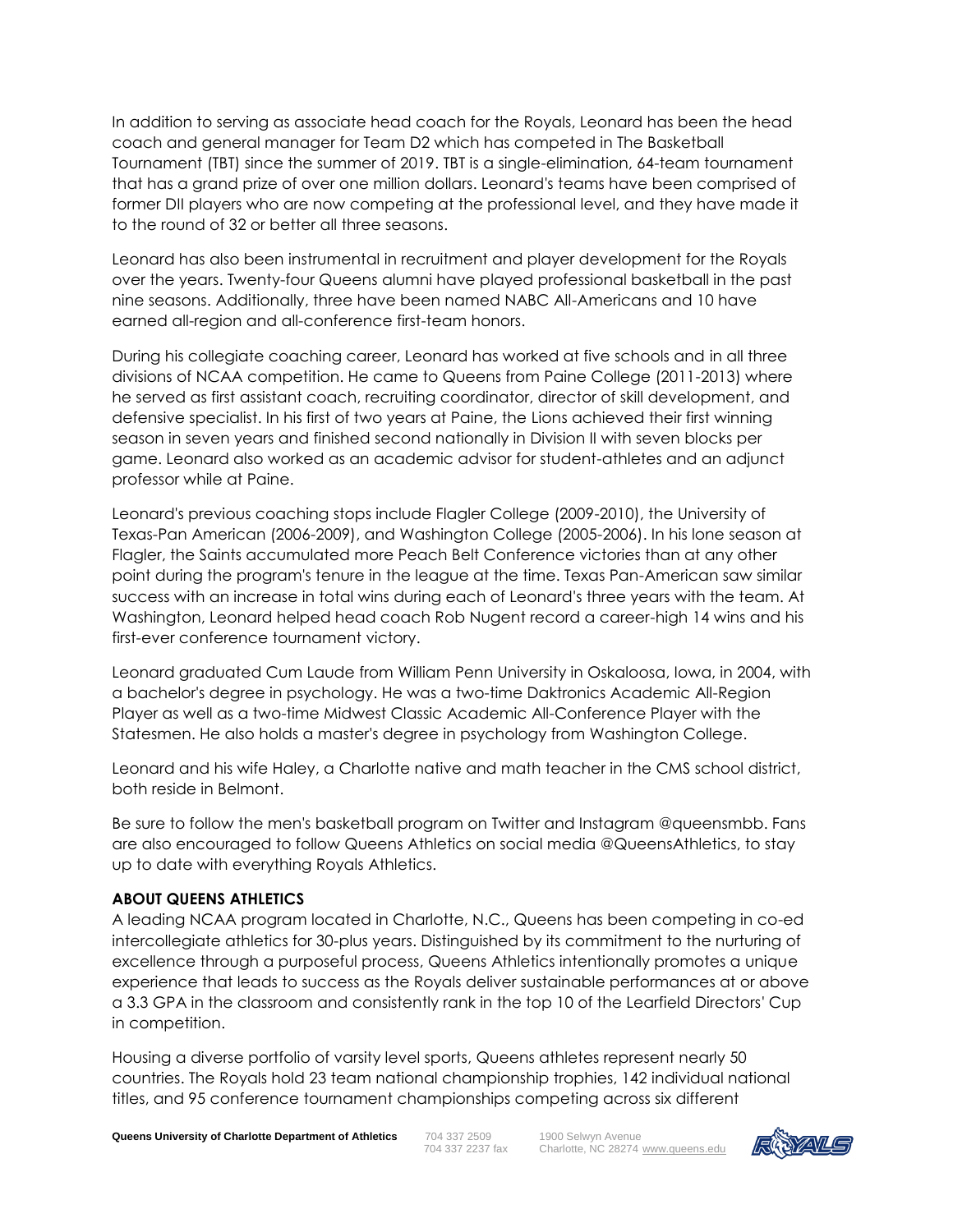In addition to serving as associate head coach for the Royals, Leonard has been the head coach and general manager for Team D2 which has competed in The Basketball Tournament (TBT) since the summer of 2019. TBT is a single-elimination, 64-team tournament that has a grand prize of over one million dollars. Leonard's teams have been comprised of former DII players who are now competing at the professional level, and they have made it to the round of 32 or better all three seasons.

Leonard has also been instrumental in recruitment and player development for the Royals over the years. Twenty-four Queens alumni have played professional basketball in the past nine seasons. Additionally, three have been named NABC All-Americans and 10 have earned all-region and all-conference first-team honors.

During his collegiate coaching career, Leonard has worked at five schools and in all three divisions of NCAA competition. He came to Queens from Paine College (2011-2013) where he served as first assistant coach, recruiting coordinator, director of skill development, and defensive specialist. In his first of two years at Paine, the Lions achieved their first winning season in seven years and finished second nationally in Division II with seven blocks per game. Leonard also worked as an academic advisor for student-athletes and an adjunct professor while at Paine.

Leonard's previous coaching stops include Flagler College (2009-2010), the University of Texas-Pan American (2006-2009), and Washington College (2005-2006). In his lone season at Flagler, the Saints accumulated more Peach Belt Conference victories than at any other point during the program's tenure in the league at the time. Texas Pan-American saw similar success with an increase in total wins during each of Leonard's three years with the team. At Washington, Leonard helped head coach Rob Nugent record a career-high 14 wins and his first-ever conference tournament victory.

Leonard graduated Cum Laude from William Penn University in Oskaloosa, Iowa, in 2004, with a bachelor's degree in psychology. He was a two-time Daktronics Academic All-Region Player as well as a two-time Midwest Classic Academic All-Conference Player with the Statesmen. He also holds a master's degree in psychology from Washington College.

Leonard and his wife Haley, a Charlotte native and math teacher in the CMS school district, both reside in Belmont.

Be sure to follow the men's basketball program on Twitter and Instagram @queensmbb. Fans are also encouraged to follow Queens Athletics on social media @QueensAthletics, to stay up to date with everything Royals Athletics.

**ABOUT QUEENS ATHLETICS**

A leading NCAA program located in Charlotte, N.C., Queens has been competing in co-ed intercollegiate athletics for 30-plus years. Distinguished by its commitment to the nurturing of excellence through a purposeful process, Queens Athletics intentionally promotes a unique experience that leads to success as the Royals deliver sustainable performances at or above a 3.3 GPA in the classroom and consistently rank in the top 10 of the Learfield Directors' Cup in competition.

Housing a diverse portfolio of varsity level sports, Queens athletes represent nearly 50 countries. The Royals hold 23 team national championship trophies, 142 individual national titles, and 95 conference tournament championships competing across six different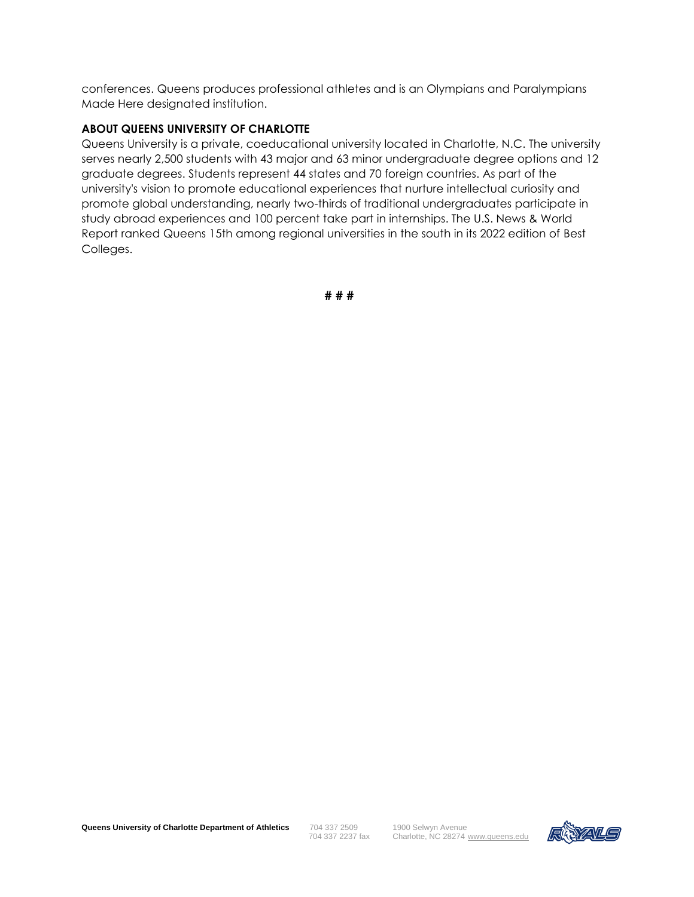conferences. Queens produces professional athletes and is an Olympians and Paralympians Made Here designated institution.

**ABOUT QUEENS UNIVERSITY OF CHARLOTTE**

Queens University is a private, coeducational university located in Charlotte, N.C. The university serves nearly 2,500 students with 43 major and 63 minor undergraduate degree options and 12 graduate degrees. Students represent 44 states and 70 foreign countries. As part of the university's vision to promote educational experiences that nurture intellectual curiosity and promote global understanding, nearly two-thirds of traditional undergraduates participate in study abroad experiences and 100 percent take part in internships. The U.S. News & World Report ranked Queens 15th among regional universities in the south in its 2022 edition of Best Colleges.

**# # #**